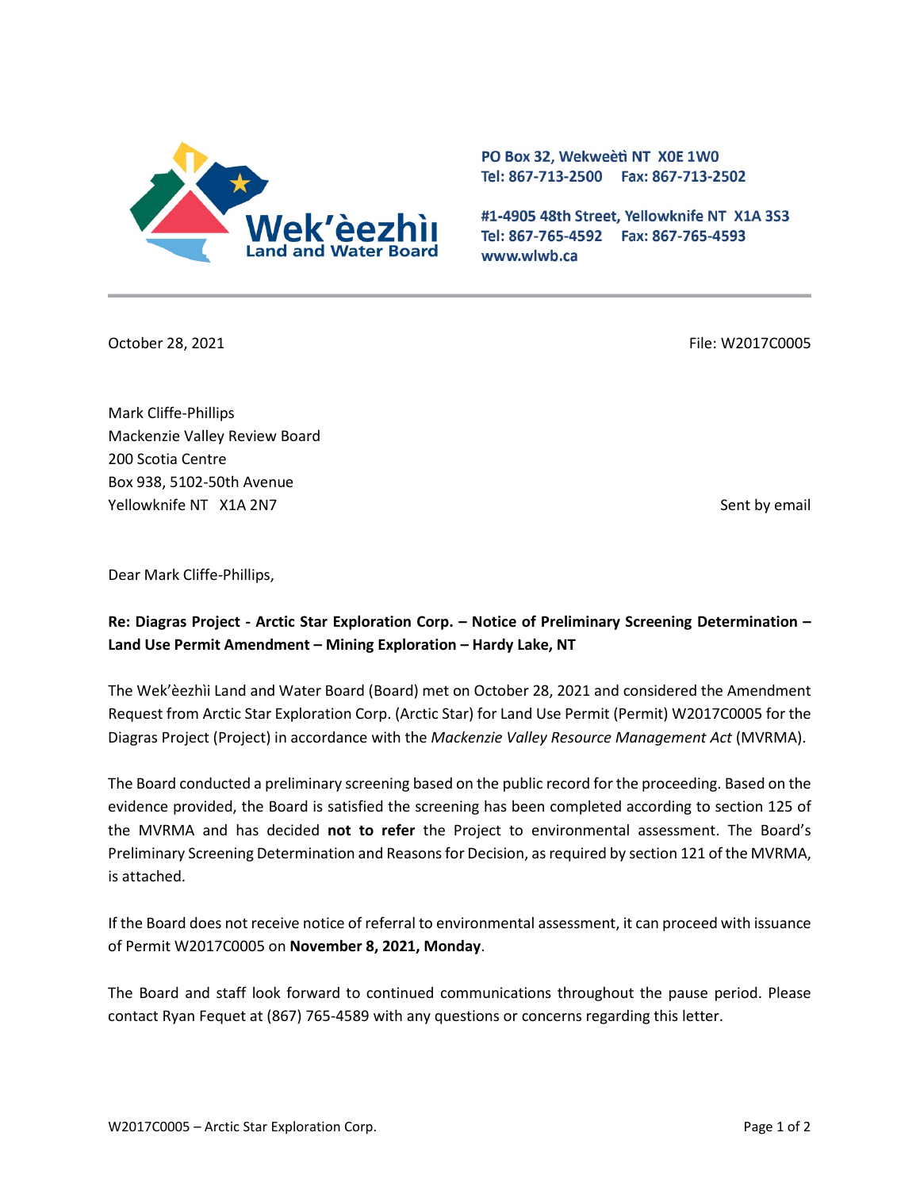Wek'èezhìi Land and Water Board

PO Box 32, Wekweètì NT X0E 1W0
Tel: 867-713-2500 Fax: 867-713-2502

#1-4905 48th Street, Yellowknife NT X1A 3S3
Tel: 867-765-4592 Fax: 867-765-4593
www.wlwb.ca

October 28, 2021

File: W2017C0005

Mark Cliffe-Phillips
Mackenzie Valley Review Board
200 Scotia Centre
Box 938, 5102-50th Avenue
Yellowknife NT X1A 2N7

Sent by email

Dear Mark Cliffe-Phillips,

**Re: Diagras Project - Arctic Star Exploration Corp. – Notice of Preliminary Screening Determination – Land Use Permit Amendment – Mining Exploration – Hardy Lake, NT**

The Wek'èezhìi Land and Water Board (Board) met on October 28, 2021 and considered the Amendment Request from Arctic Star Exploration Corp. (Arctic Star) for Land Use Permit (Permit) W2017C0005 for the Diagras Project (Project) in accordance with the *Mackenzie Valley Resource Management Act* (MVRMA).

The Board conducted a preliminary screening based on the public record for the proceeding. Based on the evidence provided, the Board is satisfied the screening has been completed according to section 125 of the MVRMA and has decided **not to refer** the Project to environmental assessment. The Board's Preliminary Screening Determination and Reasons for Decision, as required by section 121 of the MVRMA, is attached.

If the Board does not receive notice of referral to environmental assessment, it can proceed with issuance of Permit W2017C0005 on **November 8, 2021, Monday**.

The Board and staff look forward to continued communications throughout the pause period. Please contact Ryan Fequet at (867) 765-4589 with any questions or concerns regarding this letter.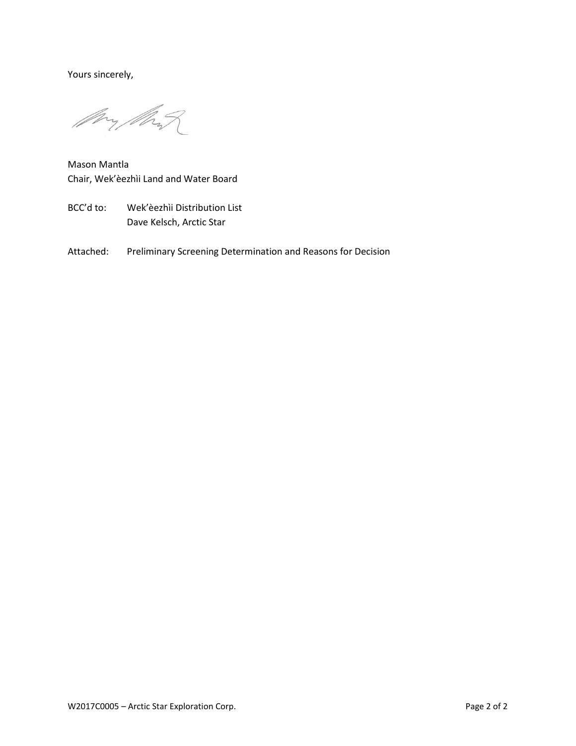Yours sincerely,

Mason Mantla
Chair, Wek'èezhìi Land and Water Board

BCC'd to: Wek'èezhìi Distribution List
Dave Kelsch, Arctic Star

Attached: Preliminary Screening Determination and Reasons for Decision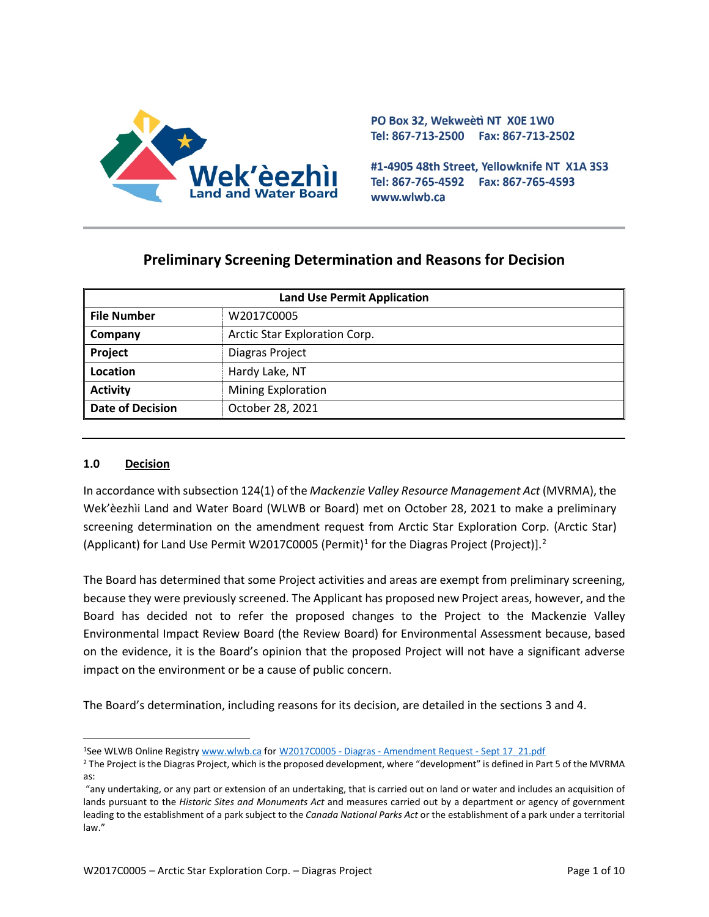PO Box 32, Wekweètì NT X0E 1W0
Tel: 867-713-2500 Fax: 867-713-2502

#1-4905 48th Street, Yellowknife NT X1A 3S3
Tel: 867-765-4592 Fax: 867-765-4593
www.wlwb.ca

# Preliminary Screening Determination and Reasons for Decision

| Land Use Permit Application | |
|---|---|
| **File Number** | W2017C0005 |
| **Company** | Arctic Star Exploration Corp. |
| **Project** | Diagras Project |
| **Location** | Hardy Lake, NT |
| **Activity** | Mining Exploration |
| **Date of Decision** | October 28, 2021 |

## 1.0 Decision

In accordance with subsection 124(1) of the *Mackenzie Valley Resource Management Act* (MVRMA), the Wek'èezhìi Land and Water Board (WLWB or Board) met on October 28, 2021 to make a preliminary screening determination on the amendment request from Arctic Star Exploration Corp. (Arctic Star) (Applicant) for Land Use Permit W2017C0005 (Permit)[1] for the Diagras Project (Project)].[2]

The Board has determined that some Project activities and areas are exempt from preliminary screening, because they were previously screened. The Applicant has proposed new Project areas, however, and the Board has decided not to refer the proposed changes to the Project to the Mackenzie Valley Environmental Impact Review Board (the Review Board) for Environmental Assessment because, based on the evidence, it is the Board's opinion that the proposed Project will not have a significant adverse impact on the environment or be a cause of public concern.

The Board's determination, including reasons for its decision, are detailed in the sections 3 and 4.

---

[1]See WLWB Online Registry www.wlwb.ca for W2017C0005 - Diagras - Amendment Request - Sept 17_21.pdf

[2] The Project is the Diagras Project, which is the proposed development, where "development" is defined in Part 5 of the MVRMA as:

"any undertaking, or any part or extension of an undertaking, that is carried out on land or water and includes an acquisition of lands pursuant to the *Historic Sites and Monuments Act* and measures carried out by a department or agency of government leading to the establishment of a park subject to the *Canada National Parks Act* or the establishment of a park under a territorial law."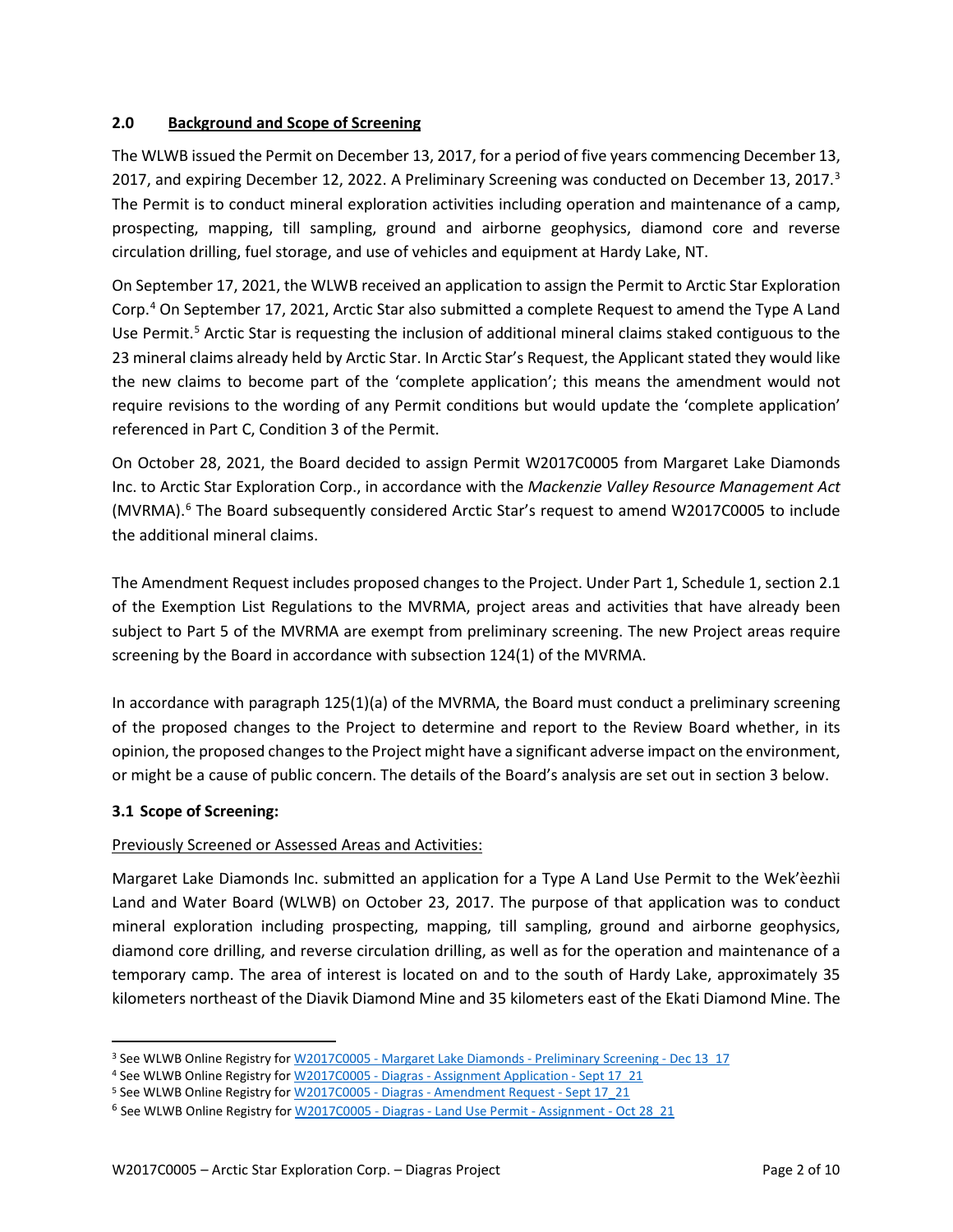## 2.0 Background and Scope of Screening

The WLWB issued the Permit on December 13, 2017, for a period of five years commencing December 13, 2017, and expiring December 12, 2022. A Preliminary Screening was conducted on December 13, 2017.[3] The Permit is to conduct mineral exploration activities including operation and maintenance of a camp, prospecting, mapping, till sampling, ground and airborne geophysics, diamond core and reverse circulation drilling, fuel storage, and use of vehicles and equipment at Hardy Lake, NT.

On September 17, 2021, the WLWB received an application to assign the Permit to Arctic Star Exploration Corp.[4] On September 17, 2021, Arctic Star also submitted a complete Request to amend the Type A Land Use Permit.[5] Arctic Star is requesting the inclusion of additional mineral claims staked contiguous to the 23 mineral claims already held by Arctic Star. In Arctic Star's Request, the Applicant stated they would like the new claims to become part of the 'complete application'; this means the amendment would not require revisions to the wording of any Permit conditions but would update the 'complete application' referenced in Part C, Condition 3 of the Permit.

On October 28, 2021, the Board decided to assign Permit W2017C0005 from Margaret Lake Diamonds Inc. to Arctic Star Exploration Corp., in accordance with the *Mackenzie Valley Resource Management Act* (MVRMA).[6] The Board subsequently considered Arctic Star's request to amend W2017C0005 to include the additional mineral claims.

The Amendment Request includes proposed changes to the Project. Under Part 1, Schedule 1, section 2.1 of the Exemption List Regulations to the MVRMA, project areas and activities that have already been subject to Part 5 of the MVRMA are exempt from preliminary screening. The new Project areas require screening by the Board in accordance with subsection 124(1) of the MVRMA.

In accordance with paragraph 125(1)(a) of the MVRMA, the Board must conduct a preliminary screening of the proposed changes to the Project to determine and report to the Review Board whether, in its opinion, the proposed changes to the Project might have a significant adverse impact on the environment, or might be a cause of public concern. The details of the Board's analysis are set out in section 3 below.

### 3.1 Scope of Screening:

Previously Screened or Assessed Areas and Activities:

Margaret Lake Diamonds Inc. submitted an application for a Type A Land Use Permit to the Wek'èezhìi Land and Water Board (WLWB) on October 23, 2017. The purpose of that application was to conduct mineral exploration including prospecting, mapping, till sampling, ground and airborne geophysics, diamond core drilling, and reverse circulation drilling, as well as for the operation and maintenance of a temporary camp. The area of interest is located on and to the south of Hardy Lake, approximately 35 kilometers northeast of the Diavik Diamond Mine and 35 kilometers east of the Ekati Diamond Mine. The

---

[3] See WLWB Online Registry for W2017C0005 - Margaret Lake Diamonds - Preliminary Screening - Dec 13_17

[4] See WLWB Online Registry for W2017C0005 - Diagras - Assignment Application - Sept 17_21

[5] See WLWB Online Registry for W2017C0005 - Diagras - Amendment Request - Sept 17_21

[6] See WLWB Online Registry for W2017C0005 - Diagras - Land Use Permit - Assignment - Oct 28_21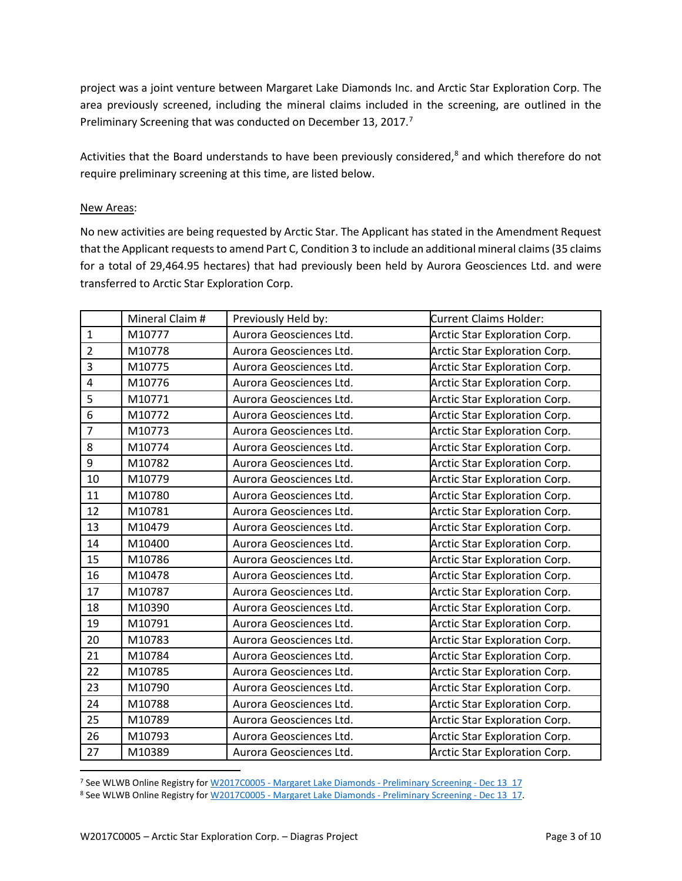project was a joint venture between Margaret Lake Diamonds Inc. and Arctic Star Exploration Corp. The area previously screened, including the mineral claims included in the screening, are outlined in the Preliminary Screening that was conducted on December 13, 2017.[7]

Activities that the Board understands to have been previously considered,[8] and which therefore do not require preliminary screening at this time, are listed below.

New Areas:

No new activities are being requested by Arctic Star. The Applicant has stated in the Amendment Request that the Applicant requests to amend Part C, Condition 3 to include an additional mineral claims (35 claims for a total of 29,464.95 hectares) that had previously been held by Aurora Geosciences Ltd. and were transferred to Arctic Star Exploration Corp.

| | Mineral Claim # | Previously Held by: | Current Claims Holder: |
|---|---|---|---|
| 1 | M10777 | Aurora Geosciences Ltd. | Arctic Star Exploration Corp. |
| 2 | M10778 | Aurora Geosciences Ltd. | Arctic Star Exploration Corp. |
| 3 | M10775 | Aurora Geosciences Ltd. | Arctic Star Exploration Corp. |
| 4 | M10776 | Aurora Geosciences Ltd. | Arctic Star Exploration Corp. |
| 5 | M10771 | Aurora Geosciences Ltd. | Arctic Star Exploration Corp. |
| 6 | M10772 | Aurora Geosciences Ltd. | Arctic Star Exploration Corp. |
| 7 | M10773 | Aurora Geosciences Ltd. | Arctic Star Exploration Corp. |
| 8 | M10774 | Aurora Geosciences Ltd. | Arctic Star Exploration Corp. |
| 9 | M10782 | Aurora Geosciences Ltd. | Arctic Star Exploration Corp. |
| 10 | M10779 | Aurora Geosciences Ltd. | Arctic Star Exploration Corp. |
| 11 | M10780 | Aurora Geosciences Ltd. | Arctic Star Exploration Corp. |
| 12 | M10781 | Aurora Geosciences Ltd. | Arctic Star Exploration Corp. |
| 13 | M10479 | Aurora Geosciences Ltd. | Arctic Star Exploration Corp. |
| 14 | M10400 | Aurora Geosciences Ltd. | Arctic Star Exploration Corp. |
| 15 | M10786 | Aurora Geosciences Ltd. | Arctic Star Exploration Corp. |
| 16 | M10478 | Aurora Geosciences Ltd. | Arctic Star Exploration Corp. |
| 17 | M10787 | Aurora Geosciences Ltd. | Arctic Star Exploration Corp. |
| 18 | M10390 | Aurora Geosciences Ltd. | Arctic Star Exploration Corp. |
| 19 | M10791 | Aurora Geosciences Ltd. | Arctic Star Exploration Corp. |
| 20 | M10783 | Aurora Geosciences Ltd. | Arctic Star Exploration Corp. |
| 21 | M10784 | Aurora Geosciences Ltd. | Arctic Star Exploration Corp. |
| 22 | M10785 | Aurora Geosciences Ltd. | Arctic Star Exploration Corp. |
| 23 | M10790 | Aurora Geosciences Ltd. | Arctic Star Exploration Corp. |
| 24 | M10788 | Aurora Geosciences Ltd. | Arctic Star Exploration Corp. |
| 25 | M10789 | Aurora Geosciences Ltd. | Arctic Star Exploration Corp. |
| 26 | M10793 | Aurora Geosciences Ltd. | Arctic Star Exploration Corp. |
| 27 | M10389 | Aurora Geosciences Ltd. | Arctic Star Exploration Corp. |

[7] See WLWB Online Registry for W2017C0005 - Margaret Lake Diamonds - Preliminary Screening - Dec 13_17

[8] See WLWB Online Registry for W2017C0005 - Margaret Lake Diamonds - Preliminary Screening - Dec 13_17.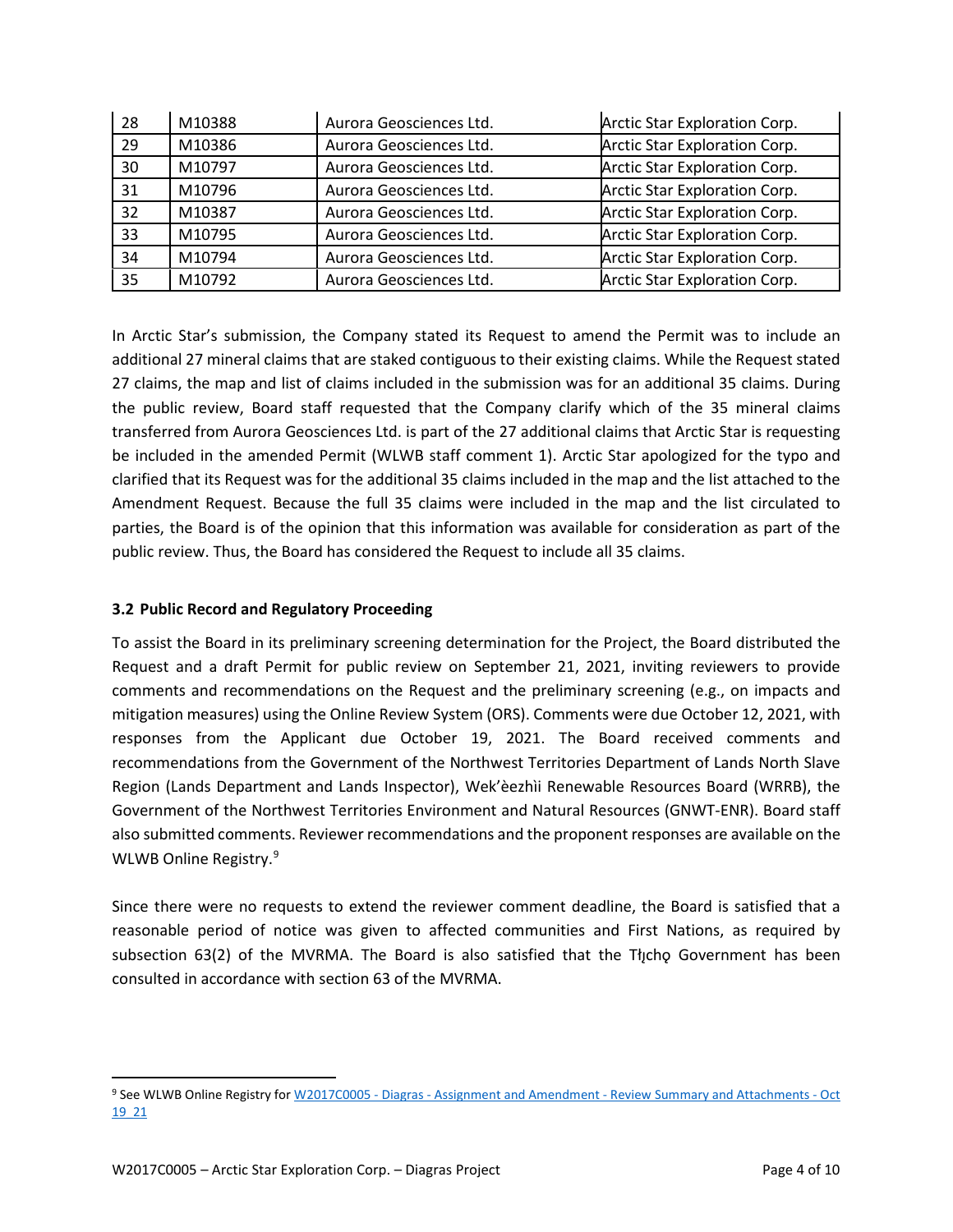| 28 | M10388 | Aurora Geosciences Ltd. | Arctic Star Exploration Corp. |
|---|---|---|---|
| 29 | M10386 | Aurora Geosciences Ltd. | Arctic Star Exploration Corp. |
| 30 | M10797 | Aurora Geosciences Ltd. | Arctic Star Exploration Corp. |
| 31 | M10796 | Aurora Geosciences Ltd. | Arctic Star Exploration Corp. |
| 32 | M10387 | Aurora Geosciences Ltd. | Arctic Star Exploration Corp. |
| 33 | M10795 | Aurora Geosciences Ltd. | Arctic Star Exploration Corp. |
| 34 | M10794 | Aurora Geosciences Ltd. | Arctic Star Exploration Corp. |
| 35 | M10792 | Aurora Geosciences Ltd. | Arctic Star Exploration Corp. |

In Arctic Star's submission, the Company stated its Request to amend the Permit was to include an additional 27 mineral claims that are staked contiguous to their existing claims. While the Request stated 27 claims, the map and list of claims included in the submission was for an additional 35 claims. During the public review, Board staff requested that the Company clarify which of the 35 mineral claims transferred from Aurora Geosciences Ltd. is part of the 27 additional claims that Arctic Star is requesting be included in the amended Permit (WLWB staff comment 1). Arctic Star apologized for the typo and clarified that its Request was for the additional 35 claims included in the map and the list attached to the Amendment Request. Because the full 35 claims were included in the map and the list circulated to parties, the Board is of the opinion that this information was available for consideration as part of the public review. Thus, the Board has considered the Request to include all 35 claims.

### 3.2 Public Record and Regulatory Proceeding

To assist the Board in its preliminary screening determination for the Project, the Board distributed the Request and a draft Permit for public review on September 21, 2021, inviting reviewers to provide comments and recommendations on the Request and the preliminary screening (e.g., on impacts and mitigation measures) using the Online Review System (ORS). Comments were due October 12, 2021, with responses from the Applicant due October 19, 2021. The Board received comments and recommendations from the Government of the Northwest Territories Department of Lands North Slave Region (Lands Department and Lands Inspector), Wek'èezhìi Renewable Resources Board (WRRB), the Government of the Northwest Territories Environment and Natural Resources (GNWT-ENR). Board staff also submitted comments. Reviewer recommendations and the proponent responses are available on the WLWB Online Registry.[9]

Since there were no requests to extend the reviewer comment deadline, the Board is satisfied that a reasonable period of notice was given to affected communities and First Nations, as required by subsection 63(2) of the MVRMA. The Board is also satisfied that the Tłįchǫ Government has been consulted in accordance with section 63 of the MVRMA.

[9] See WLWB Online Registry for W2017C0005 - Diagras - Assignment and Amendment - Review Summary and Attachments - Oct 19_21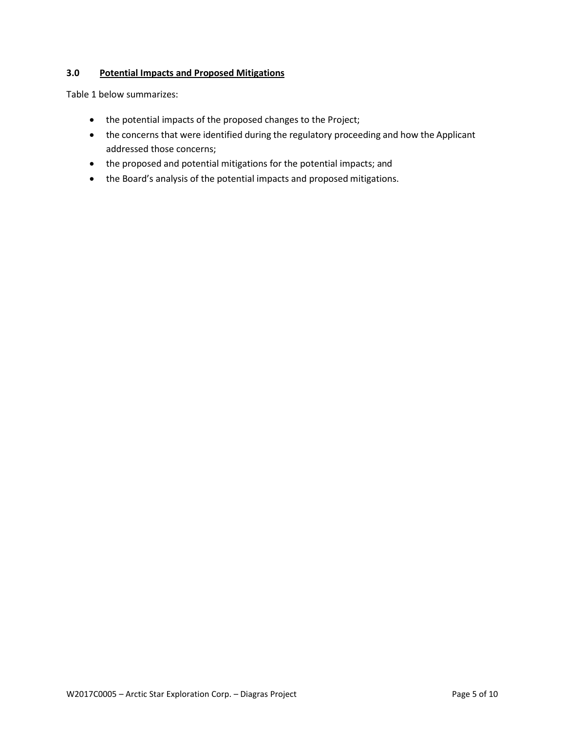### 3.0 Potential Impacts and Proposed Mitigations

Table 1 below summarizes:

- the potential impacts of the proposed changes to the Project;
- the concerns that were identified during the regulatory proceeding and how the Applicant addressed those concerns;
- the proposed and potential mitigations for the potential impacts; and
- the Board's analysis of the potential impacts and proposed mitigations.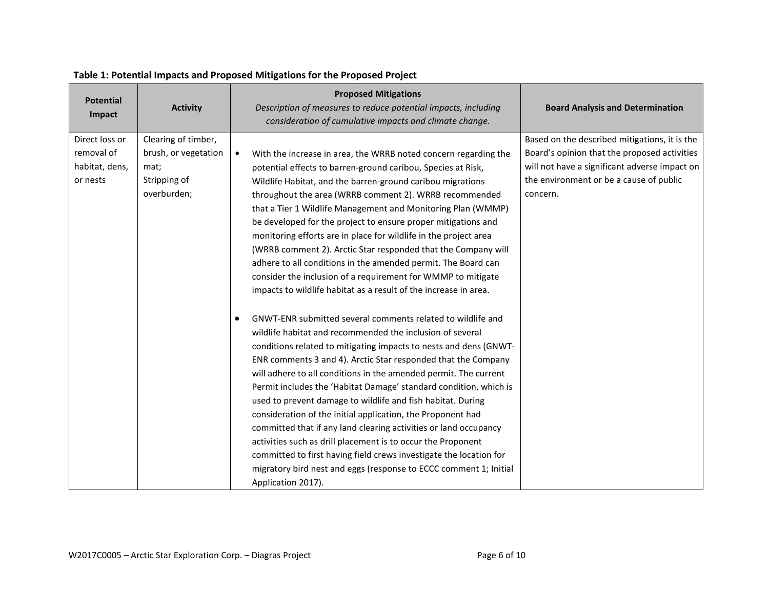**Table 1: Potential Impacts and Proposed Mitigations for the Proposed Project**

| Potential Impact | Activity | Proposed Mitigations<br>*Description of measures to reduce potential impacts, including consideration of cumulative impacts and climate change.* | Board Analysis and Determination |
|---|---|---|---|
| Direct loss or removal of habitat, dens, or nests | Clearing of timber, brush, or vegetation mat;<br>Stripping of overburden; | • With the increase in area, the WRRB noted concern regarding the potential effects to barren-ground caribou, Species at Risk, Wildlife Habitat, and the barren-ground caribou migrations throughout the area (WRRB comment 2). WRRB recommended that a Tier 1 Wildlife Management and Monitoring Plan (WMMP) be developed for the project to ensure proper mitigations and monitoring efforts are in place for wildlife in the project area (WRRB comment 2). Arctic Star responded that the Company will adhere to all conditions in the amended permit. The Board can consider the inclusion of a requirement for WMMP to mitigate impacts to wildlife habitat as a result of the increase in area.<br><br>• GNWT-ENR submitted several comments related to wildlife and wildlife habitat and recommended the inclusion of several conditions related to mitigating impacts to nests and dens (GNWT-ENR comments 3 and 4). Arctic Star responded that the Company will adhere to all conditions in the amended permit. The current Permit includes the 'Habitat Damage' standard condition, which is used to prevent damage to wildlife and fish habitat. During consideration of the initial application, the Proponent had committed that if any land clearing activities or land occupancy activities such as drill placement is to occur the Proponent committed to first having field crews investigate the location for migratory bird nest and eggs (response to ECCC comment 1; Initial Application 2017). | Based on the described mitigations, it is the Board's opinion that the proposed activities will not have a significant adverse impact on the environment or be a cause of public concern. |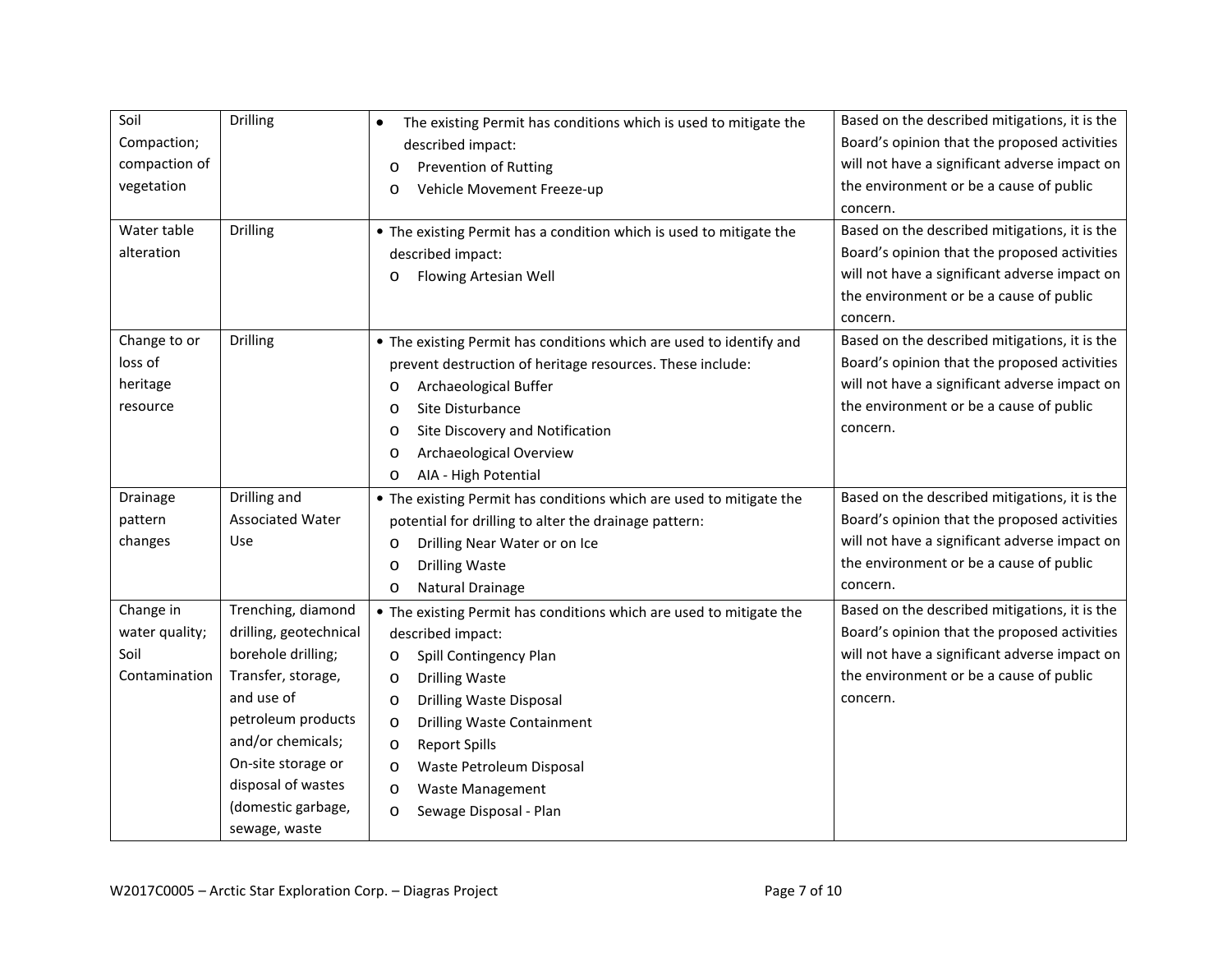| Soil Compaction; compaction of vegetation | Drilling | • The existing Permit has conditions which is used to mitigate the described impact:<br>o Prevention of Rutting<br>o Vehicle Movement Freeze-up | Based on the described mitigations, it is the Board's opinion that the proposed activities will not have a significant adverse impact on the environment or be a cause of public concern. |
|---|---|---|---|
| Water table alteration | Drilling | • The existing Permit has a condition which is used to mitigate the described impact:<br>o Flowing Artesian Well | Based on the described mitigations, it is the Board's opinion that the proposed activities will not have a significant adverse impact on the environment or be a cause of public concern. |
| Change to or loss of heritage resource | Drilling | • The existing Permit has conditions which are used to identify and prevent destruction of heritage resources. These include:<br>o Archaeological Buffer<br>o Site Disturbance<br>o Site Discovery and Notification<br>o Archaeological Overview<br>o AIA - High Potential | Based on the described mitigations, it is the Board's opinion that the proposed activities will not have a significant adverse impact on the environment or be a cause of public concern. |
| Drainage pattern changes | Drilling and Associated Water Use | • The existing Permit has conditions which are used to mitigate the potential for drilling to alter the drainage pattern:<br>o Drilling Near Water or on Ice<br>o Drilling Waste<br>o Natural Drainage | Based on the described mitigations, it is the Board's opinion that the proposed activities will not have a significant adverse impact on the environment or be a cause of public concern. |
| Change in water quality; Soil Contamination | Trenching, diamond drilling, geotechnical borehole drilling; Transfer, storage, and use of petroleum products and/or chemicals; On-site storage or disposal of wastes (domestic garbage, sewage, waste | • The existing Permit has conditions which are used to mitigate the described impact:<br>o Spill Contingency Plan<br>o Drilling Waste<br>o Drilling Waste Disposal<br>o Drilling Waste Containment<br>o Report Spills<br>o Waste Petroleum Disposal<br>o Waste Management<br>o Sewage Disposal - Plan | Based on the described mitigations, it is the Board's opinion that the proposed activities will not have a significant adverse impact on the environment or be a cause of public concern. |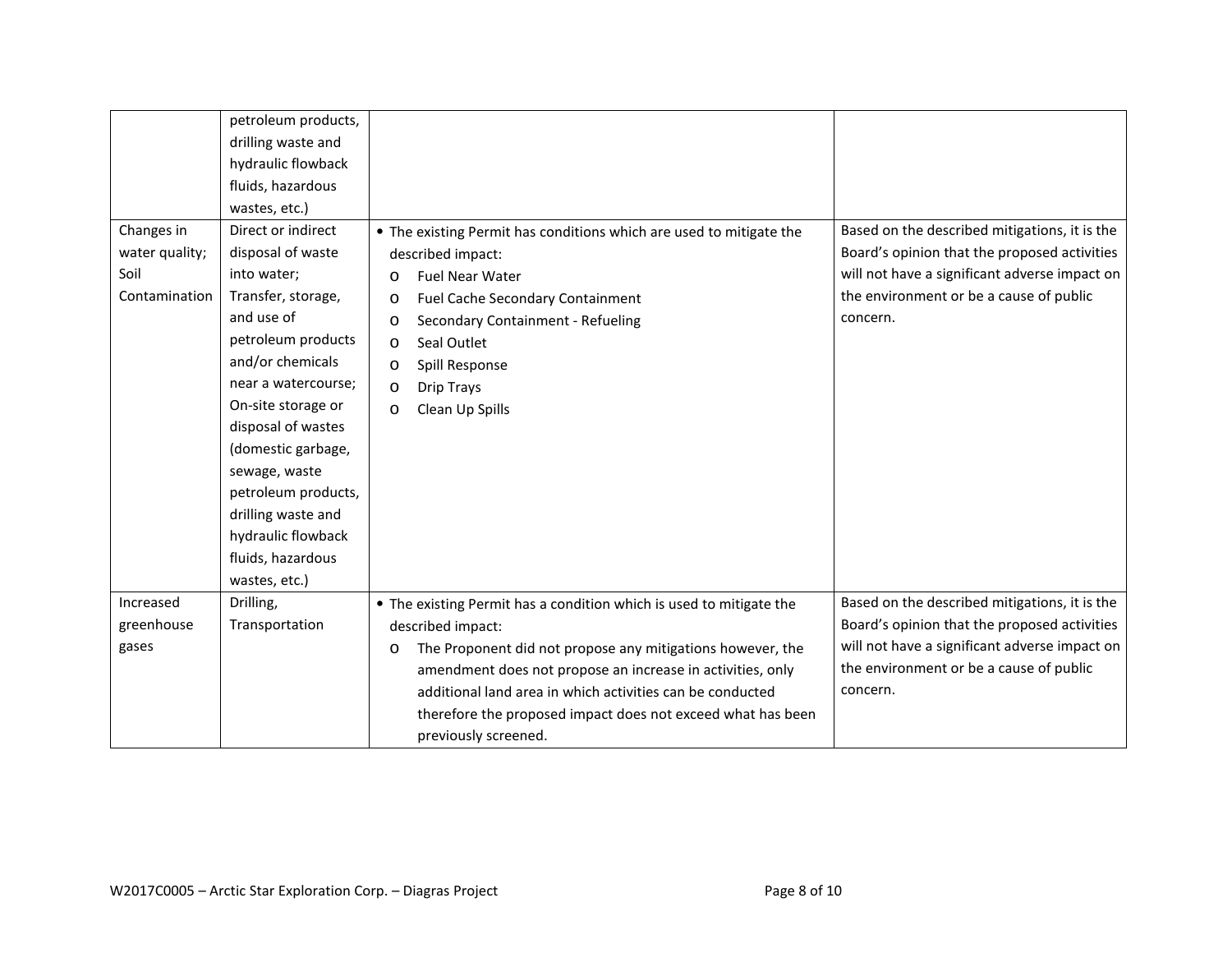| | | | |
|---|---|---|---|
| | petroleum products, drilling waste and hydraulic flowback fluids, hazardous wastes, etc.) | | |
| Changes in water quality; Soil Contamination | Direct or indirect disposal of waste into water; Transfer, storage, and use of petroleum products and/or chemicals near a watercourse; On-site storage or disposal of wastes (domestic garbage, sewage, waste petroleum products, drilling waste and hydraulic flowback fluids, hazardous wastes, etc.) | • The existing Permit has conditions which are used to mitigate the described impact:<br>o Fuel Near Water<br>o Fuel Cache Secondary Containment<br>o Secondary Containment - Refueling<br>o Seal Outlet<br>o Spill Response<br>o Drip Trays<br>o Clean Up Spills | Based on the described mitigations, it is the Board's opinion that the proposed activities will not have a significant adverse impact on the environment or be a cause of public concern. |
| Increased greenhouse gases | Drilling, Transportation | • The existing Permit has a condition which is used to mitigate the described impact:<br>o The Proponent did not propose any mitigations however, the amendment does not propose an increase in activities, only additional land area in which activities can be conducted therefore the proposed impact does not exceed what has been previously screened. | Based on the described mitigations, it is the Board's opinion that the proposed activities will not have a significant adverse impact on the environment or be a cause of public concern. |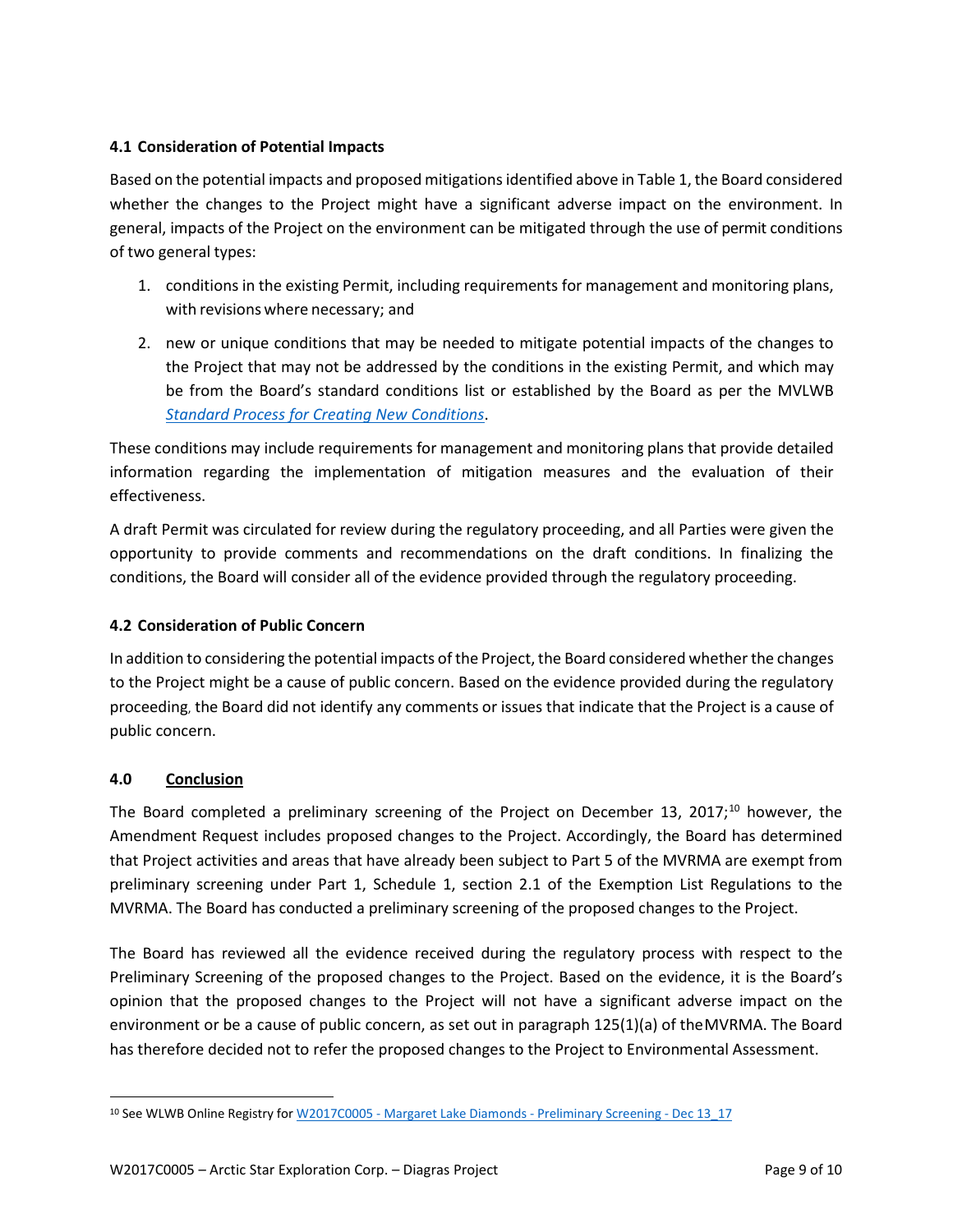### 4.1 Consideration of Potential Impacts

Based on the potential impacts and proposed mitigations identified above in Table 1, the Board considered whether the changes to the Project might have a significant adverse impact on the environment. In general, impacts of the Project on the environment can be mitigated through the use of permit conditions of two general types:

1. conditions in the existing Permit, including requirements for management and monitoring plans, with revisions where necessary; and
2. new or unique conditions that may be needed to mitigate potential impacts of the changes to the Project that may not be addressed by the conditions in the existing Permit, and which may be from the Board's standard conditions list or established by the Board as per the MVLWB *Standard Process for Creating New Conditions*.

These conditions may include requirements for management and monitoring plans that provide detailed information regarding the implementation of mitigation measures and the evaluation of their effectiveness.

A draft Permit was circulated for review during the regulatory proceeding, and all Parties were given the opportunity to provide comments and recommendations on the draft conditions. In finalizing the conditions, the Board will consider all of the evidence provided through the regulatory proceeding.

### 4.2 Consideration of Public Concern

In addition to considering the potential impacts of the Project, the Board considered whether the changes to the Project might be a cause of public concern. Based on the evidence provided during the regulatory proceeding, the Board did not identify any comments or issues that indicate that the Project is a cause of public concern.

## 4.0 Conclusion

The Board completed a preliminary screening of the Project on December 13, 2017;[10] however, the Amendment Request includes proposed changes to the Project. Accordingly, the Board has determined that Project activities and areas that have already been subject to Part 5 of the MVRMA are exempt from preliminary screening under Part 1, Schedule 1, section 2.1 of the Exemption List Regulations to the MVRMA. The Board has conducted a preliminary screening of the proposed changes to the Project.

The Board has reviewed all the evidence received during the regulatory process with respect to the Preliminary Screening of the proposed changes to the Project. Based on the evidence, it is the Board's opinion that the proposed changes to the Project will not have a significant adverse impact on the environment or be a cause of public concern, as set out in paragraph 125(1)(a) of the MVRMA. The Board has therefore decided not to refer the proposed changes to the Project to Environmental Assessment.

[10] See WLWB Online Registry for W2017C0005 - Margaret Lake Diamonds - Preliminary Screening - Dec 13_17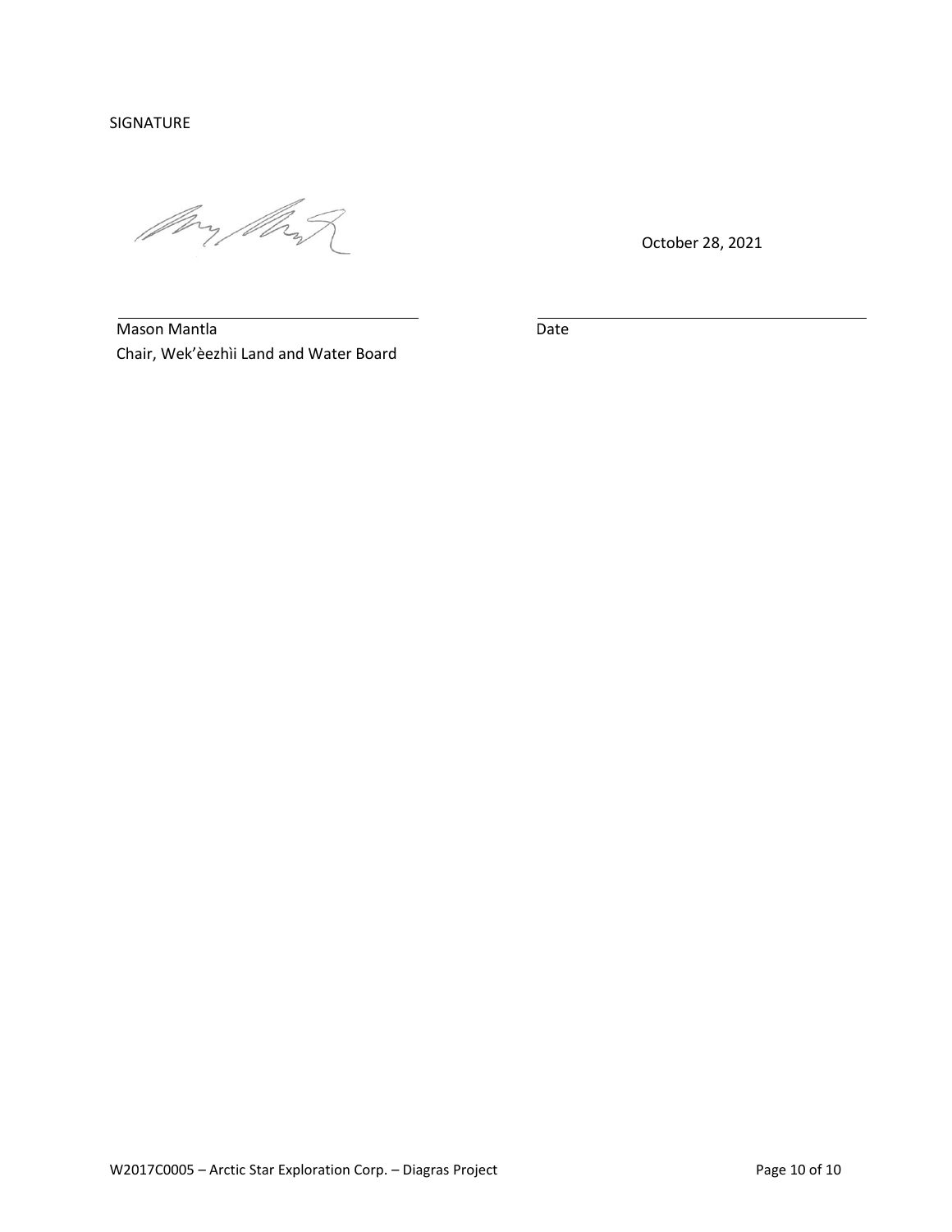SIGNATURE

October 28, 2021

Mason Mantla
Chair, Wek'èezhìi Land and Water Board

Date